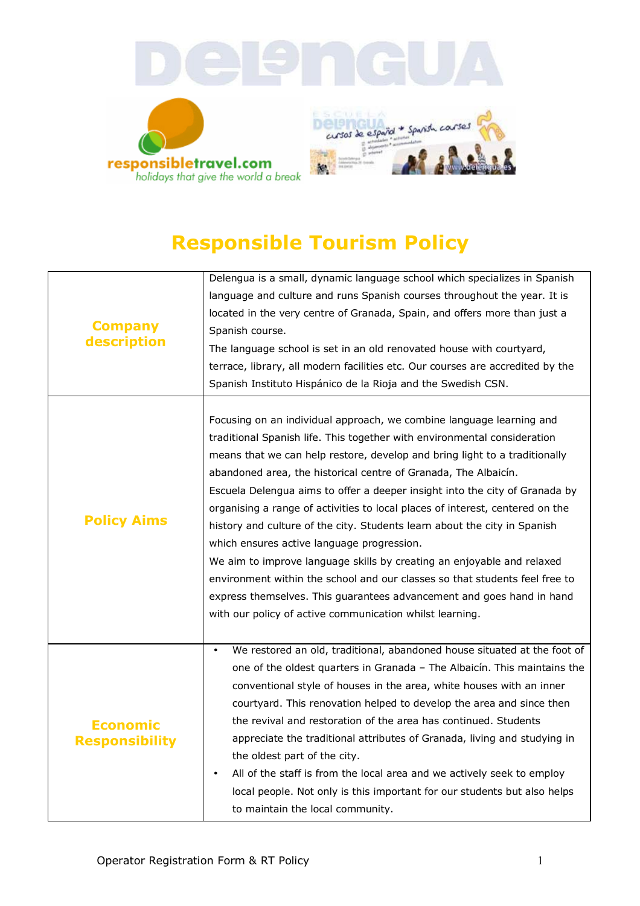# Responsible Tourism Policy

| | |
|---|---|
| **Company description** | Delengua is a small, dynamic language school which specializes in Spanish language and culture and runs Spanish courses throughout the year. It is located in the very centre of Granada, Spain, and offers more than just a Spanish course.<br>The language school is set in an old renovated house with courtyard, terrace, library, all modern facilities etc. Our courses are accredited by the Spanish Instituto Hispánico de la Rioja and the Swedish CSN. |
| **Policy Aims** | Focusing on an individual approach, we combine language learning and traditional Spanish life. This together with environmental consideration means that we can help restore, develop and bring light to a traditionally abandoned area, the historical centre of Granada, The Albaicín.<br>Escuela Delengua aims to offer a deeper insight into the city of Granada by organising a range of activities to local places of interest, centered on the history and culture of the city. Students learn about the city in Spanish which ensures active language progression.<br>We aim to improve language skills by creating an enjoyable and relaxed environment within the school and our classes so that students feel free to express themselves. This guarantees advancement and goes hand in hand with our policy of active communication whilst learning. |
| **Economic Responsibility** | • We restored an old, traditional, abandoned house situated at the foot of one of the oldest quarters in Granada – The Albaicín. This maintains the conventional style of houses in the area, white houses with an inner courtyard. This renovation helped to develop the area and since then the revival and restoration of the area has continued. Students appreciate the traditional attributes of Granada, living and studying in the oldest part of the city.<br>• All of the staff is from the local area and we actively seek to employ local people. Not only is this important for our students but also helps to maintain the local community. |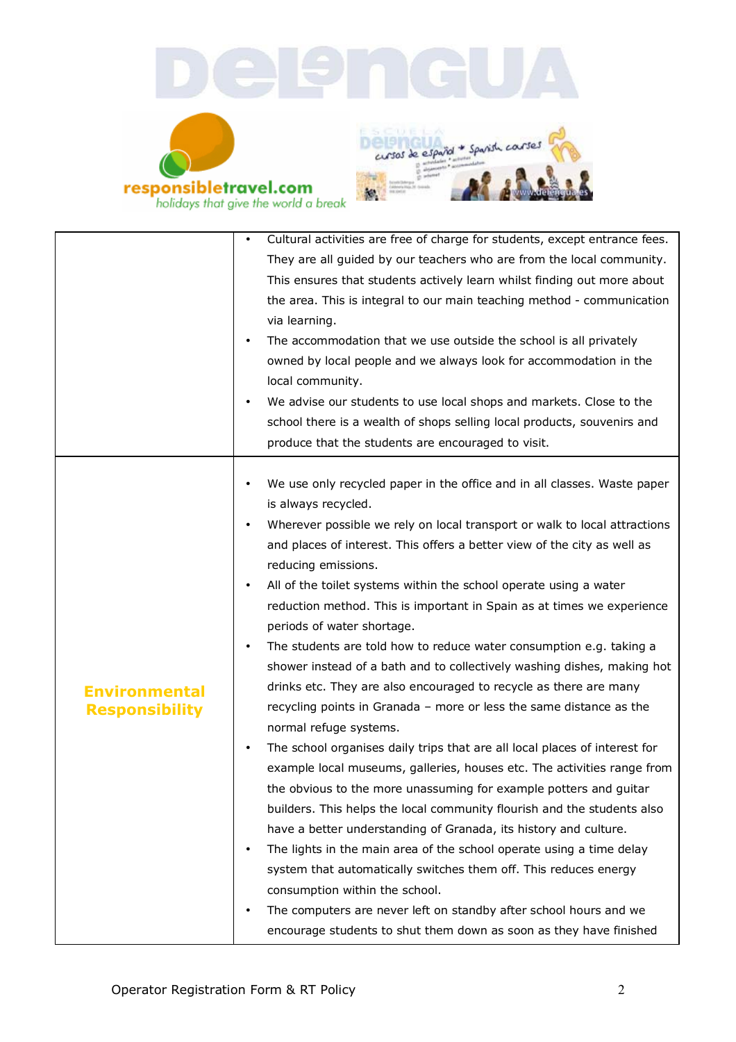| | |
|---|---|
| | • Cultural activities are free of charge for students, except entrance fees. They are all guided by our teachers who are from the local community. This ensures that students actively learn whilst finding out more about the area. This is integral to our main teaching method - communication via learning.<br>• The accommodation that we use outside the school is all privately owned by local people and we always look for accommodation in the local community.<br>• We advise our students to use local shops and markets. Close to the school there is a wealth of shops selling local products, souvenirs and produce that the students are encouraged to visit. |
| **Environmental Responsibility** | • We use only recycled paper in the office and in all classes. Waste paper is always recycled.<br>• Wherever possible we rely on local transport or walk to local attractions and places of interest. This offers a better view of the city as well as reducing emissions.<br>• All of the toilet systems within the school operate using a water reduction method. This is important in Spain as at times we experience periods of water shortage.<br>• The students are told how to reduce water consumption e.g. taking a shower instead of a bath and to collectively washing dishes, making hot drinks etc. They are also encouraged to recycle as there are many recycling points in Granada – more or less the same distance as the normal refuge systems.<br>• The school organises daily trips that are all local places of interest for example local museums, galleries, houses etc. The activities range from the obvious to the more unassuming for example potters and guitar builders. This helps the local community flourish and the students also have a better understanding of Granada, its history and culture.<br>• The lights in the main area of the school operate using a time delay system that automatically switches them off. This reduces energy consumption within the school.<br>• The computers are never left on standby after school hours and we encourage students to shut them down as soon as they have finished |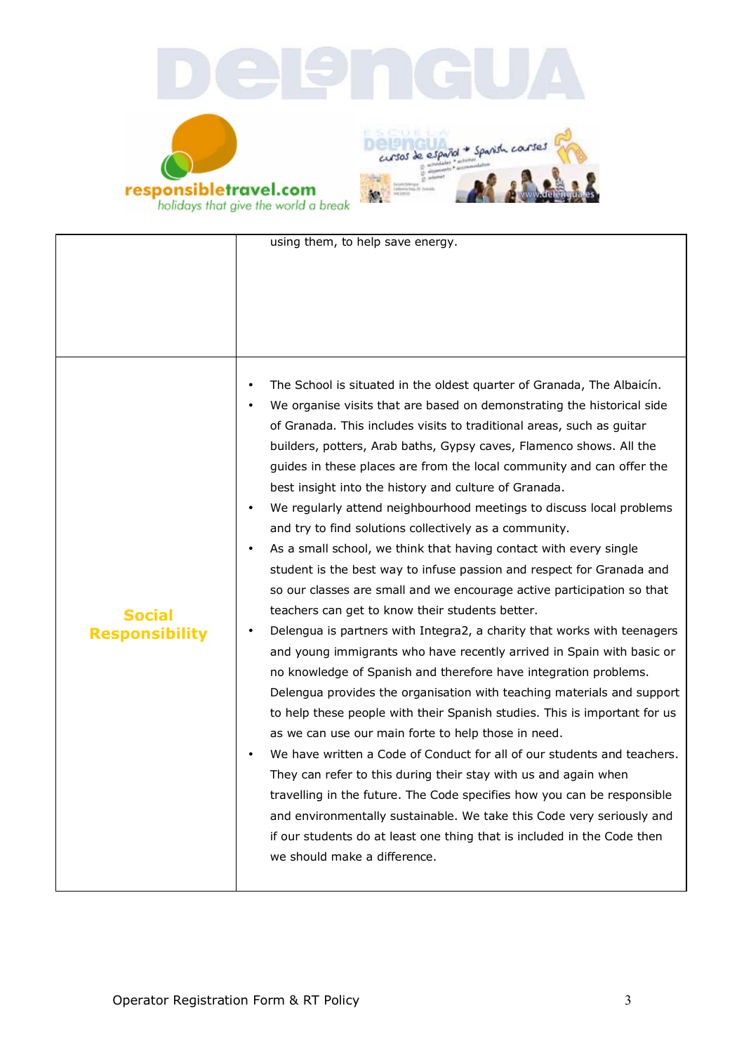| | |
|---|---|
| | using them, to help save energy. |
| **Social Responsibility** | • The School is situated in the oldest quarter of Granada, The Albaicín.<br>• We organise visits that are based on demonstrating the historical side of Granada. This includes visits to traditional areas, such as guitar builders, potters, Arab baths, Gypsy caves, Flamenco shows. All the guides in these places are from the local community and can offer the best insight into the history and culture of Granada.<br>• We regularly attend neighbourhood meetings to discuss local problems and try to find solutions collectively as a community.<br>• As a small school, we think that having contact with every single student is the best way to infuse passion and respect for Granada and so our classes are small and we encourage active participation so that teachers can get to know their students better.<br>• Delengua is partners with Integra2, a charity that works with teenagers and young immigrants who have recently arrived in Spain with basic or no knowledge of Spanish and therefore have integration problems. Delengua provides the organisation with teaching materials and support to help these people with their Spanish studies. This is important for us as we can use our main forte to help those in need.<br>• We have written a Code of Conduct for all of our students and teachers. They can refer to this during their stay with us and again when travelling in the future. The Code specifies how you can be responsible and environmentally sustainable. We take this Code very seriously and if our students do at least one thing that is included in the Code then we should make a difference. |